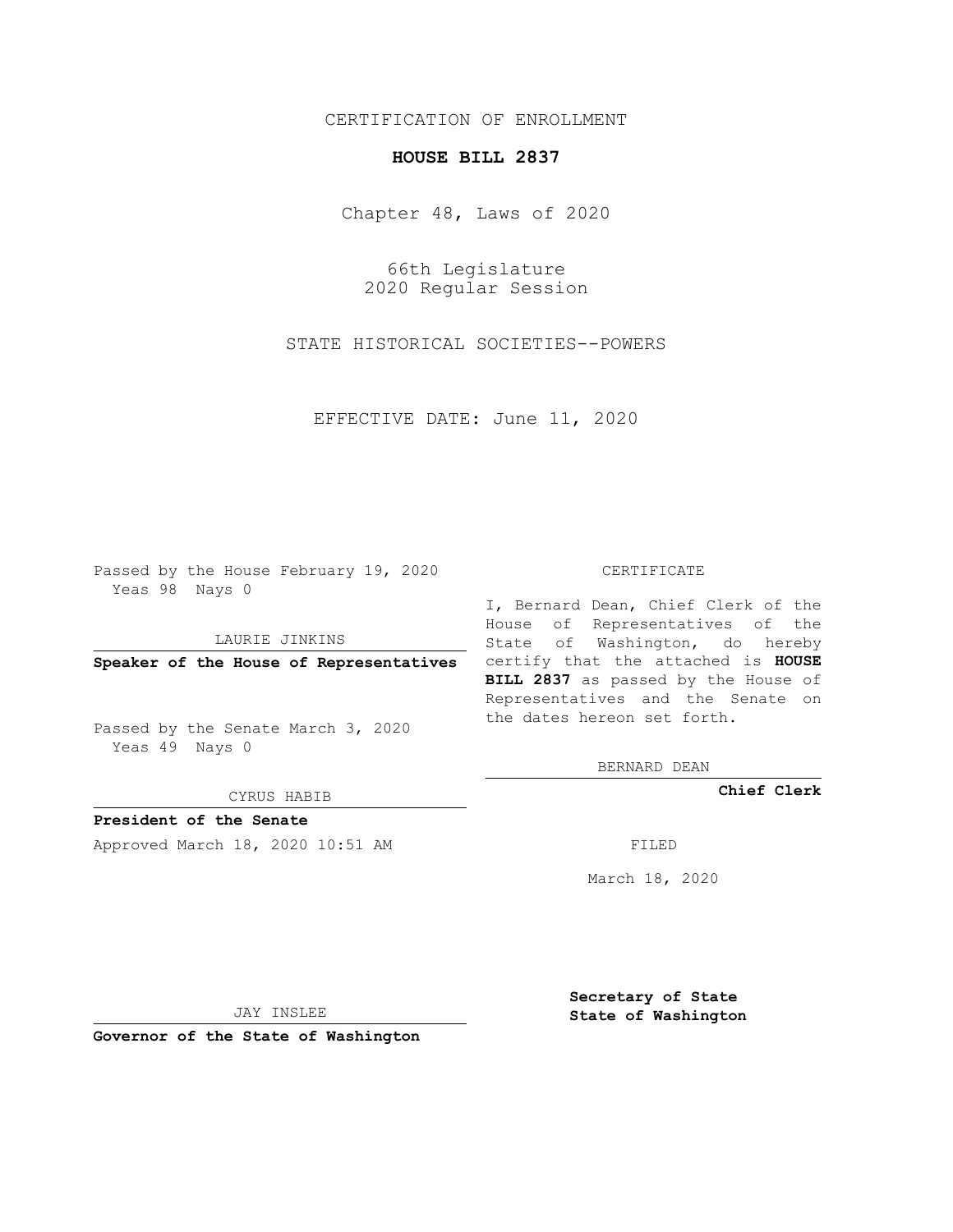CERTIFICATION OF ENROLLMENT

**HOUSE BILL 2837**

Chapter 48, Laws of 2020

66th Legislature
2020 Regular Session

STATE HISTORICAL SOCIETIES--POWERS

EFFECTIVE DATE: June 11, 2020

Passed by the House February 19, 2020
Yeas 98 Nays 0

LAURIE JINKINS

**Speaker of the House of Representatives**

Passed by the Senate March 3, 2020
Yeas 49 Nays 0

CYRUS HABIB

**President of the Senate**

Approved March 18, 2020 10:51 AM

JAY INSLEE

**Governor of the State of Washington**

CERTIFICATE

I, Bernard Dean, Chief Clerk of the House of Representatives of the State of Washington, do hereby certify that the attached is **HOUSE BILL 2837** as passed by the House of Representatives and the Senate on the dates hereon set forth.

BERNARD DEAN

**Chief Clerk**

FILED

March 18, 2020

**Secretary of State**
**State of Washington**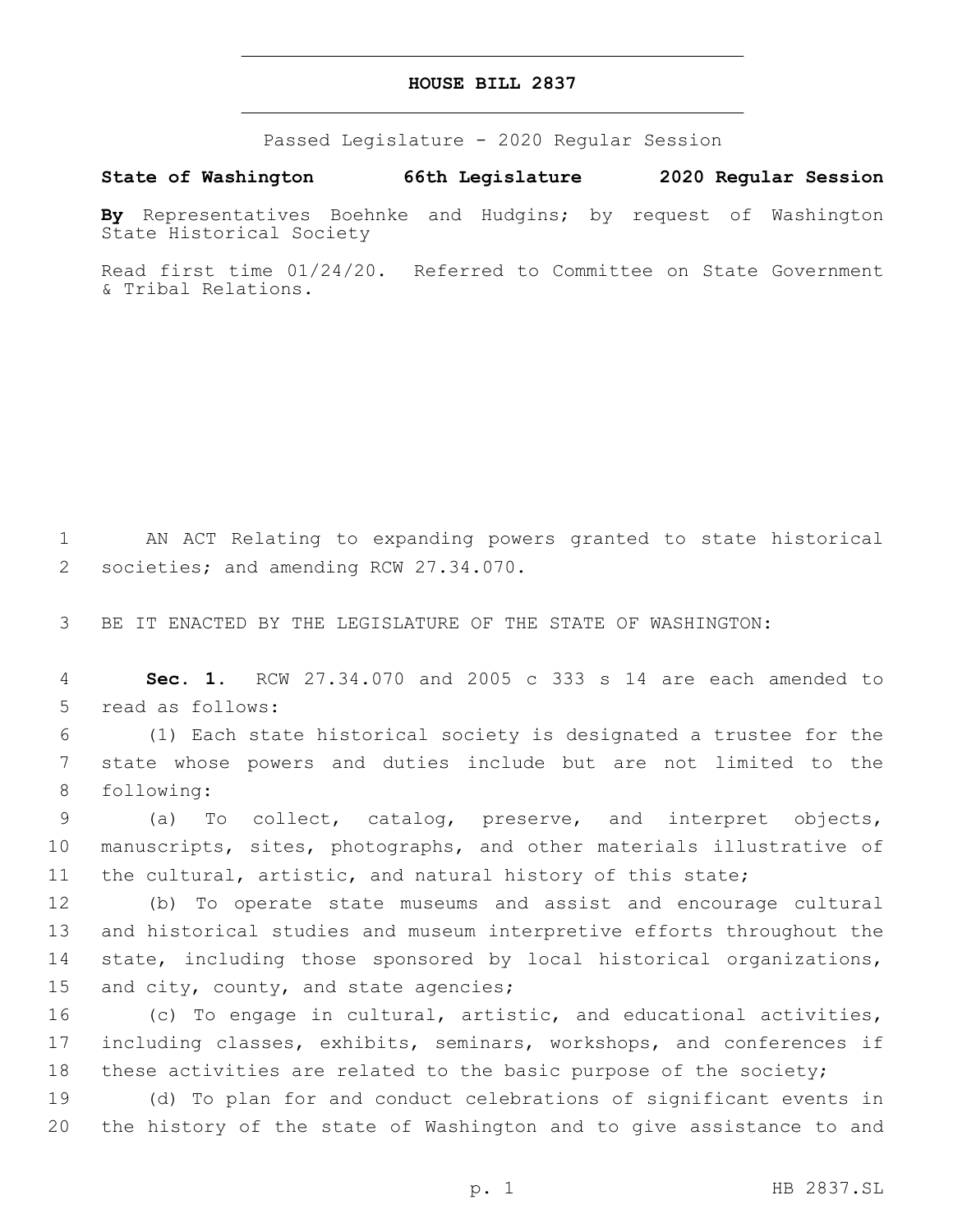# HOUSE BILL 2837

Passed Legislature - 2020 Regular Session

**State of Washington 66th Legislature 2020 Regular Session**

**By** Representatives Boehnke and Hudgins; by request of Washington State Historical Society

Read first time 01/24/20. Referred to Committee on State Government & Tribal Relations.

AN ACT Relating to expanding powers granted to state historical societies; and amending RCW 27.34.070.

BE IT ENACTED BY THE LEGISLATURE OF THE STATE OF WASHINGTON:

**Sec. 1.** RCW 27.34.070 and 2005 c 333 s 14 are each amended to read as follows:

(1) Each state historical society is designated a trustee for the state whose powers and duties include but are not limited to the following:

(a) To collect, catalog, preserve, and interpret objects, manuscripts, sites, photographs, and other materials illustrative of the cultural, artistic, and natural history of this state;

(b) To operate state museums and assist and encourage cultural and historical studies and museum interpretive efforts throughout the state, including those sponsored by local historical organizations, and city, county, and state agencies;

(c) To engage in cultural, artistic, and educational activities, including classes, exhibits, seminars, workshops, and conferences if these activities are related to the basic purpose of the society;

(d) To plan for and conduct celebrations of significant events in the history of the state of Washington and to give assistance to and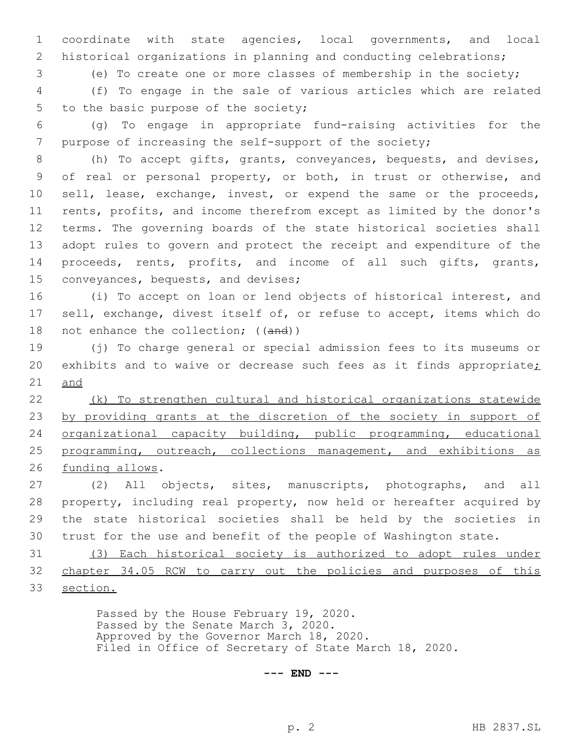coordinate with state agencies, local governments, and local historical organizations in planning and conducting celebrations;

(e) To create one or more classes of membership in the society;

(f) To engage in the sale of various articles which are related to the basic purpose of the society;

(g) To engage in appropriate fund-raising activities for the purpose of increasing the self-support of the society;

(h) To accept gifts, grants, conveyances, bequests, and devises, of real or personal property, or both, in trust or otherwise, and sell, lease, exchange, invest, or expend the same or the proceeds, rents, profits, and income therefrom except as limited by the donor's terms. The governing boards of the state historical societies shall adopt rules to govern and protect the receipt and expenditure of the proceeds, rents, profits, and income of all such gifts, grants, conveyances, bequests, and devises;

(i) To accept on loan or lend objects of historical interest, and sell, exchange, divest itself of, or refuse to accept, items which do not enhance the collection; ((~~and~~))

(j) To charge general or special admission fees to its museums or exhibits and to waive or decrease such fees as it finds appropriate; and

(k) To strengthen cultural and historical organizations statewide by providing grants at the discretion of the society in support of organizational capacity building, public programming, educational programming, outreach, collections management, and exhibitions as funding allows.

(2) All objects, sites, manuscripts, photographs, and all property, including real property, now held or hereafter acquired by the state historical societies shall be held by the societies in trust for the use and benefit of the people of Washington state.

(3) Each historical society is authorized to adopt rules under chapter 34.05 RCW to carry out the policies and purposes of this section.

Passed by the House February 19, 2020.
Passed by the Senate March 3, 2020.
Approved by the Governor March 18, 2020.
Filed in Office of Secretary of State March 18, 2020.

**--- END ---**